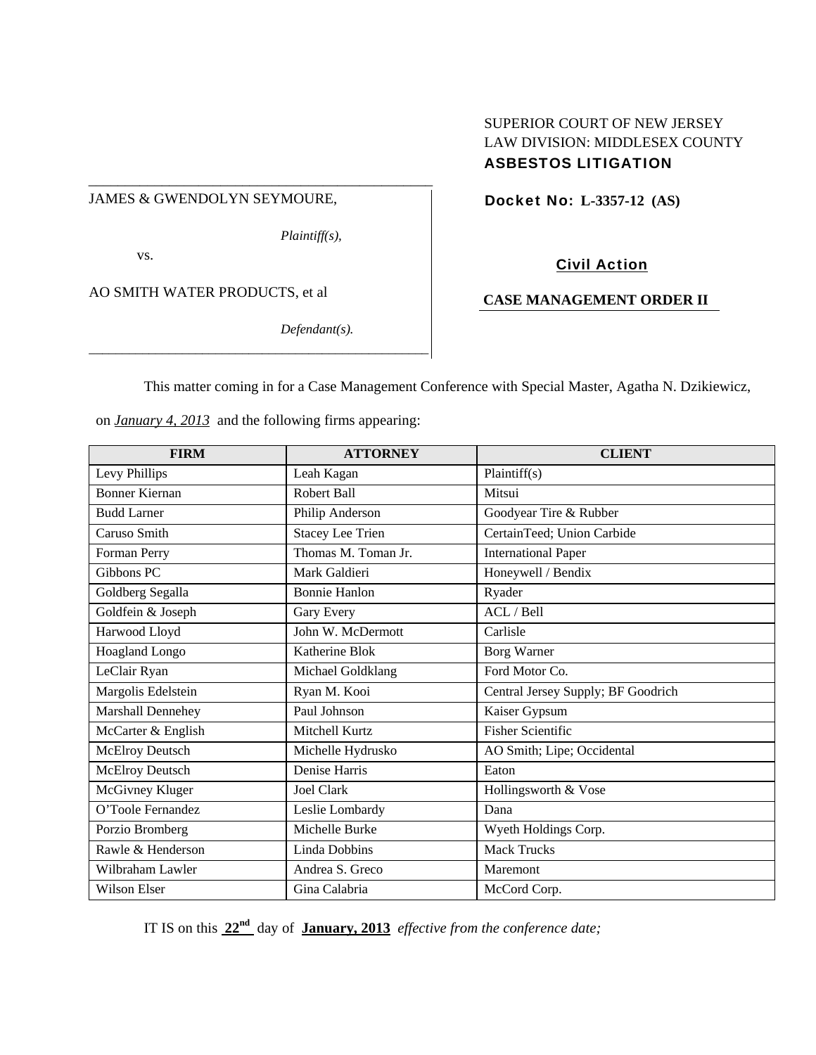SUPERIOR COURT OF NEW JERSEY
LAW DIVISION: MIDDLESEX COUNTY
**ASBESTOS LITIGATION**

JAMES & GWENDOLYN SEYMOURE,

*Plaintiff(s),*

vs.

AO SMITH WATER PRODUCTS, et al

*Defendant(s).*

**Docket No: L-3357-12 (AS)**

**Civil Action**

**CASE MANAGEMENT ORDER II**

This matter coming in for a Case Management Conference with Special Master, Agatha N. Dzikiewicz, on *January 4, 2013* and the following firms appearing:

| FIRM | ATTORNEY | CLIENT |
|---|---|---|
| Levy Phillips | Leah Kagan | Plaintiff(s) |
| Bonner Kiernan | Robert Ball | Mitsui |
| Budd Larner | Philip Anderson | Goodyear Tire & Rubber |
| Caruso Smith | Stacey Lee Trien | CertainTeed; Union Carbide |
| Forman Perry | Thomas M. Toman Jr. | International Paper |
| Gibbons PC | Mark Galdieri | Honeywell / Bendix |
| Goldberg Segalla | Bonnie Hanlon | Ryader |
| Goldfein & Joseph | Gary Every | ACL / Bell |
| Harwood Lloyd | John W. McDermott | Carlisle |
| Hoagland Longo | Katherine Blok | Borg Warner |
| LeClair Ryan | Michael Goldklang | Ford Motor Co. |
| Margolis Edelstein | Ryan M. Kooi | Central Jersey Supply; BF Goodrich |
| Marshall Dennehey | Paul Johnson | Kaiser Gypsum |
| McCarter & English | Mitchell Kurtz | Fisher Scientific |
| McElroy Deutsch | Michelle Hydrusko | AO Smith; Lipe; Occidental |
| McElroy Deutsch | Denise Harris | Eaton |
| McGivney Kluger | Joel Clark | Hollingsworth & Vose |
| O'Toole Fernandez | Leslie Lombardy | Dana |
| Porzio Bromberg | Michelle Burke | Wyeth Holdings Corp. |
| Rawle & Henderson | Linda Dobbins | Mack Trucks |
| Wilbraham Lawler | Andrea S. Greco | Maremont |
| Wilson Elser | Gina Calabria | McCord Corp. |

IT IS on this **22nd** day of **January, 2013** *effective from the conference date;*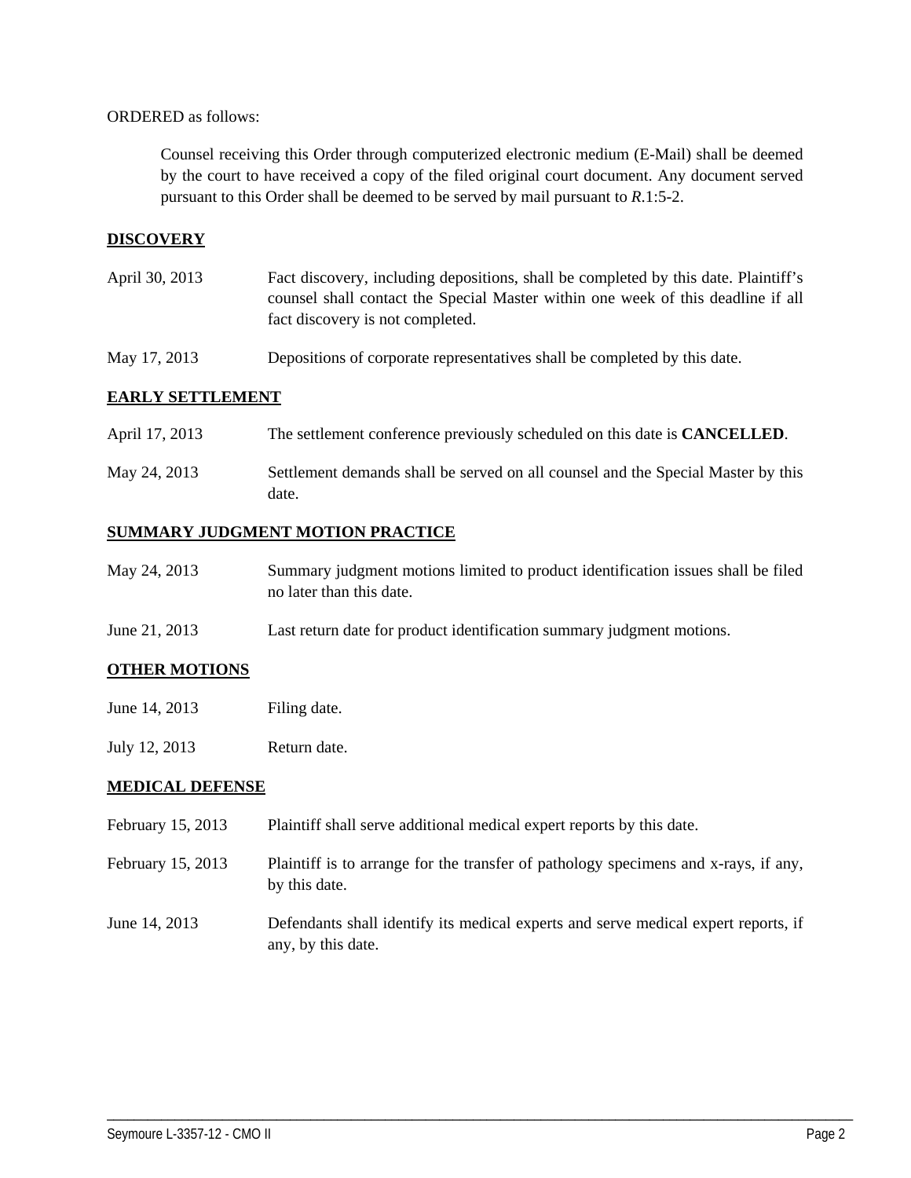ORDERED as follows:

> Counsel receiving this Order through computerized electronic medium (E-Mail) shall be deemed by the court to have received a copy of the filed original court document. Any document served pursuant to this Order shall be deemed to be served by mail pursuant to *R*.1:5-2.

**DISCOVERY**

| | |
|---|---|
| April 30, 2013 | Fact discovery, including depositions, shall be completed by this date. Plaintiff's counsel shall contact the Special Master within one week of this deadline if all fact discovery is not completed. |
| May 17, 2013 | Depositions of corporate representatives shall be completed by this date. |

**EARLY SETTLEMENT**

| | |
|---|---|
| April 17, 2013 | The settlement conference previously scheduled on this date is **CANCELLED**. |
| May 24, 2013 | Settlement demands shall be served on all counsel and the Special Master by this date. |

**SUMMARY JUDGMENT MOTION PRACTICE**

| | |
|---|---|
| May 24, 2013 | Summary judgment motions limited to product identification issues shall be filed no later than this date. |
| June 21, 2013 | Last return date for product identification summary judgment motions. |

**OTHER MOTIONS**

| | |
|---|---|
| June 14, 2013 | Filing date. |
| July 12, 2013 | Return date. |

**MEDICAL DEFENSE**

| | |
|---|---|
| February 15, 2013 | Plaintiff shall serve additional medical expert reports by this date. |
| February 15, 2013 | Plaintiff is to arrange for the transfer of pathology specimens and x-rays, if any, by this date. |
| June 14, 2013 | Defendants shall identify its medical experts and serve medical expert reports, if any, by this date. |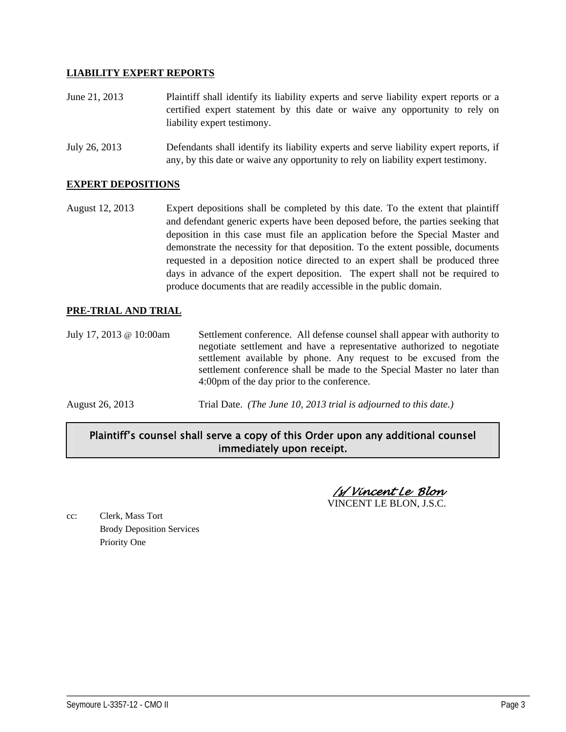**LIABILITY EXPERT REPORTS**

June 21, 2013 — Plaintiff shall identify its liability experts and serve liability expert reports or a certified expert statement by this date or waive any opportunity to rely on liability expert testimony.

July 26, 2013 — Defendants shall identify its liability experts and serve liability expert reports, if any, by this date or waive any opportunity to rely on liability expert testimony.

**EXPERT DEPOSITIONS**

August 12, 2013 — Expert depositions shall be completed by this date. To the extent that plaintiff and defendant generic experts have been deposed before, the parties seeking that deposition in this case must file an application before the Special Master and demonstrate the necessity for that deposition. To the extent possible, documents requested in a deposition notice directed to an expert shall be produced three days in advance of the expert deposition. The expert shall not be required to produce documents that are readily accessible in the public domain.

**PRE-TRIAL AND TRIAL**

July 17, 2013 @ 10:00am — Settlement conference. All defense counsel shall appear with authority to negotiate settlement and have a representative authorized to negotiate settlement available by phone. Any request to be excused from the settlement conference shall be made to the Special Master no later than 4:00pm of the day prior to the conference.

August 26, 2013 — Trial Date. *(The June 10, 2013 trial is adjourned to this date.)*

**Plaintiff's counsel shall serve a copy of this Order upon any additional counsel immediately upon receipt.**

/s/ Vincent Le Blon
VINCENT LE BLON, J.S.C.

cc: Clerk, Mass Tort
Brody Deposition Services
Priority One